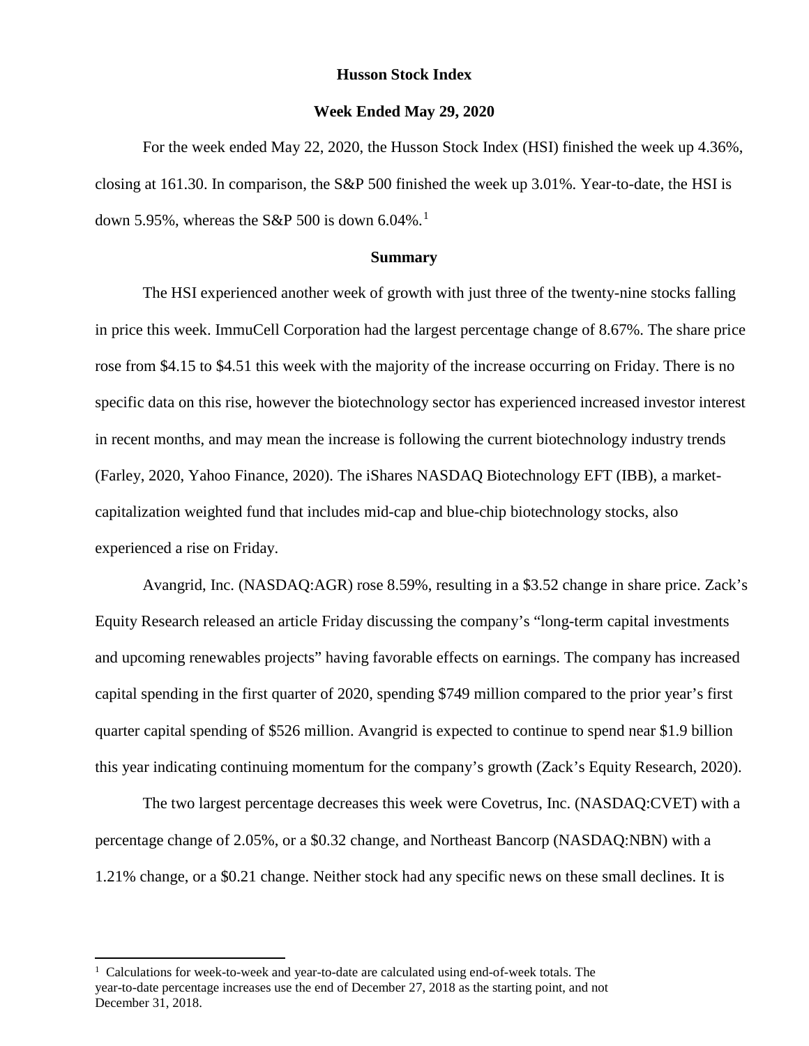**Husson Stock Index**

**Week Ended May 29, 2020**

For the week ended May 22, 2020, the Husson Stock Index (HSI) finished the week up 4.36%, closing at 161.30. In comparison, the S&P 500 finished the week up 3.01%. Year-to-date, the HSI is down 5.95%, whereas the S&P 500 is down 6.04%.[1]

**Summary**

The HSI experienced another week of growth with just three of the twenty-nine stocks falling in price this week. ImmuCell Corporation had the largest percentage change of 8.67%. The share price rose from $4.15 to $4.51 this week with the majority of the increase occurring on Friday. There is no specific data on this rise, however the biotechnology sector has experienced increased investor interest in recent months, and may mean the increase is following the current biotechnology industry trends (Farley, 2020, Yahoo Finance, 2020). The iShares NASDAQ Biotechnology EFT (IBB), a market-capitalization weighted fund that includes mid-cap and blue-chip biotechnology stocks, also experienced a rise on Friday.

Avangrid, Inc. (NASDAQ:AGR) rose 8.59%, resulting in a $3.52 change in share price. Zack's Equity Research released an article Friday discussing the company's "long-term capital investments and upcoming renewables projects" having favorable effects on earnings. The company has increased capital spending in the first quarter of 2020, spending $749 million compared to the prior year's first quarter capital spending of $526 million. Avangrid is expected to continue to spend near $1.9 billion this year indicating continuing momentum for the company's growth (Zack's Equity Research, 2020).

The two largest percentage decreases this week were Covetrus, Inc. (NASDAQ:CVET) with a percentage change of 2.05%, or a $0.32 change, and Northeast Bancorp (NASDAQ:NBN) with a 1.21% change, or a $0.21 change. Neither stock had any specific news on these small declines. It is

[1] Calculations for week-to-week and year-to-date are calculated using end-of-week totals. The year-to-date percentage increases use the end of December 27, 2018 as the starting point, and not December 31, 2018.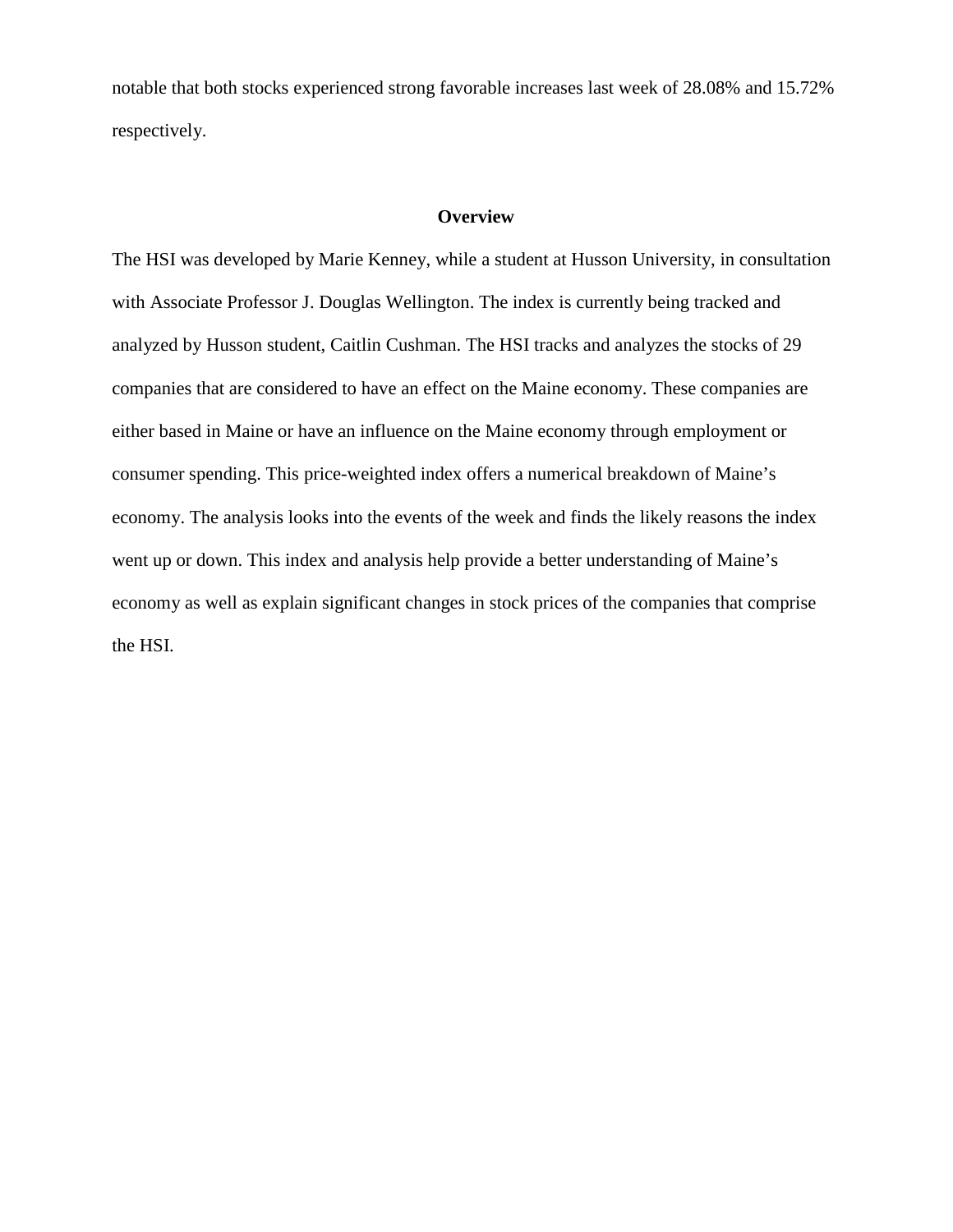notable that both stocks experienced strong favorable increases last week of 28.08% and 15.72% respectively.

## Overview

The HSI was developed by Marie Kenney, while a student at Husson University, in consultation with Associate Professor J. Douglas Wellington. The index is currently being tracked and analyzed by Husson student, Caitlin Cushman. The HSI tracks and analyzes the stocks of 29 companies that are considered to have an effect on the Maine economy. These companies are either based in Maine or have an influence on the Maine economy through employment or consumer spending. This price-weighted index offers a numerical breakdown of Maine's economy. The analysis looks into the events of the week and finds the likely reasons the index went up or down. This index and analysis help provide a better understanding of Maine's economy as well as explain significant changes in stock prices of the companies that comprise the HSI.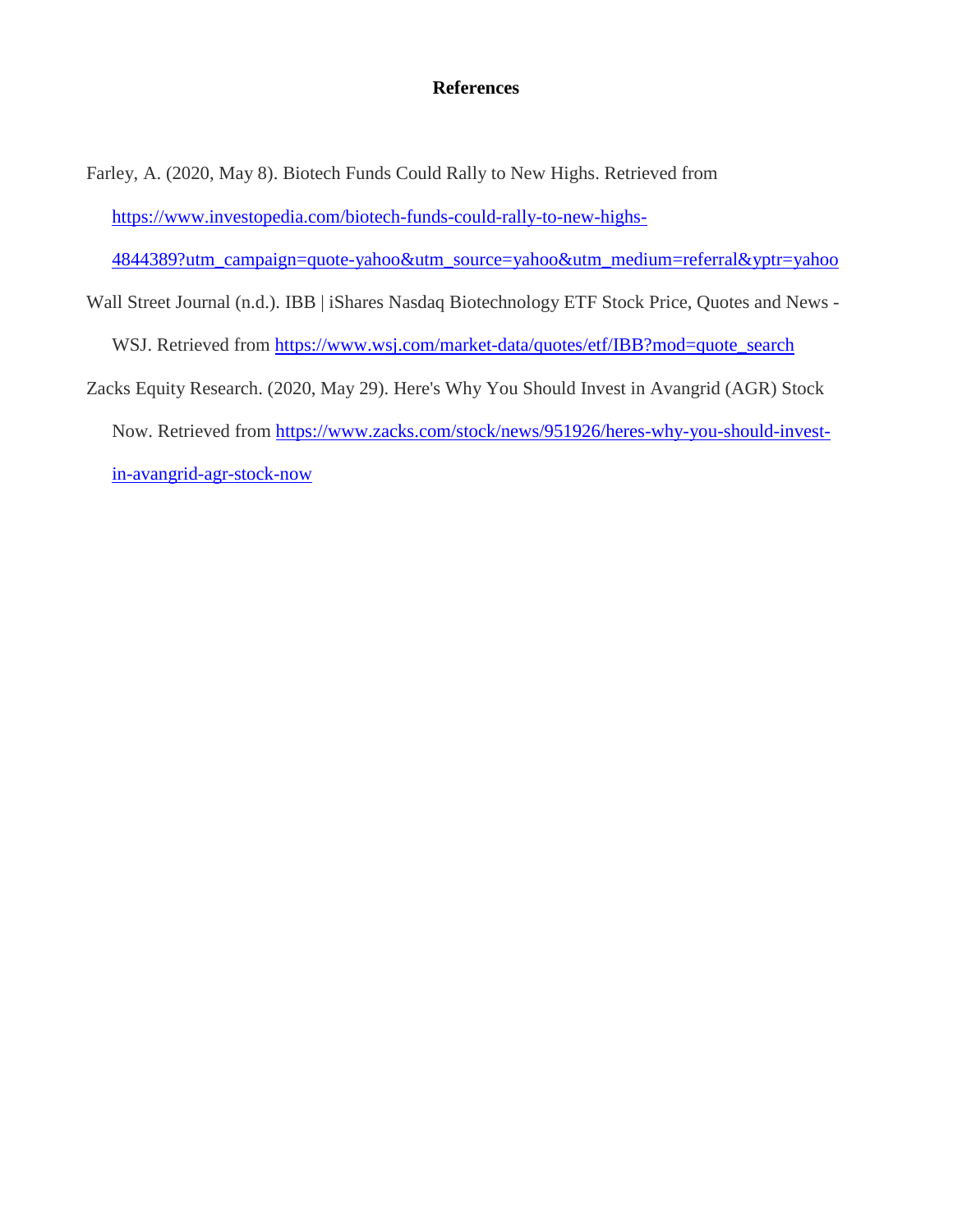# References

Farley, A. (2020, May 8). Biotech Funds Could Rally to New Highs. Retrieved from https://www.investopedia.com/biotech-funds-could-rally-to-new-highs-4844389?utm_campaign=quote-yahoo&utm_source=yahoo&utm_medium=referral&yptr=yahoo

Wall Street Journal (n.d.). IBB | iShares Nasdaq Biotechnology ETF Stock Price, Quotes and News - WSJ. Retrieved from https://www.wsj.com/market-data/quotes/etf/IBB?mod=quote_search

Zacks Equity Research. (2020, May 29). Here's Why You Should Invest in Avangrid (AGR) Stock Now. Retrieved from https://www.zacks.com/stock/news/951926/heres-why-you-should-invest-in-avangrid-agr-stock-now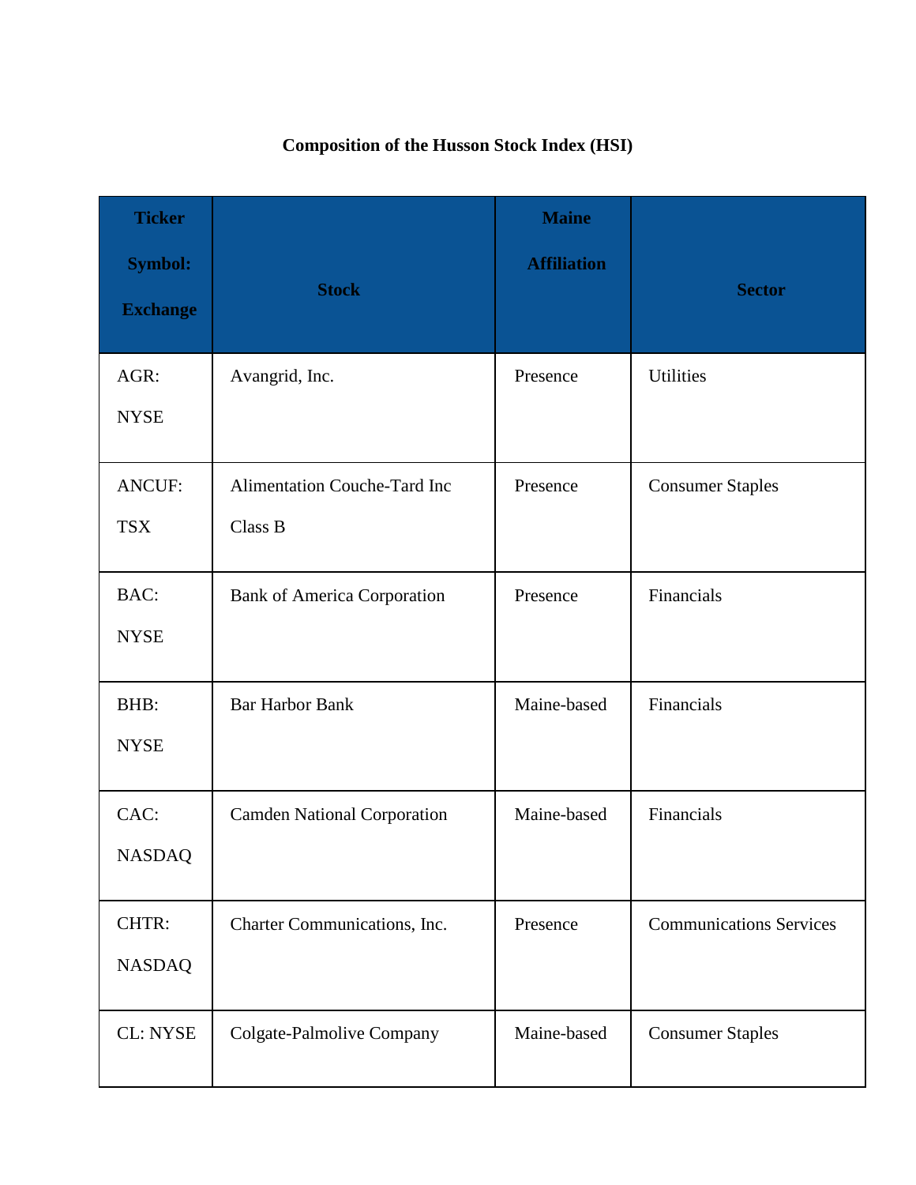**Composition of the Husson Stock Index (HSI)**

| Ticker Symbol: Exchange | Stock | Maine Affiliation | Sector |
|---|---|---|---|
| AGR: NYSE | Avangrid, Inc. | Presence | Utilities |
| ANCUF: TSX | Alimentation Couche-Tard Inc Class B | Presence | Consumer Staples |
| BAC: NYSE | Bank of America Corporation | Presence | Financials |
| BHB: NYSE | Bar Harbor Bank | Maine-based | Financials |
| CAC: NASDAQ | Camden National Corporation | Maine-based | Financials |
| CHTR: NASDAQ | Charter Communications, Inc. | Presence | Communications Services |
| CL: NYSE | Colgate-Palmolive Company | Maine-based | Consumer Staples |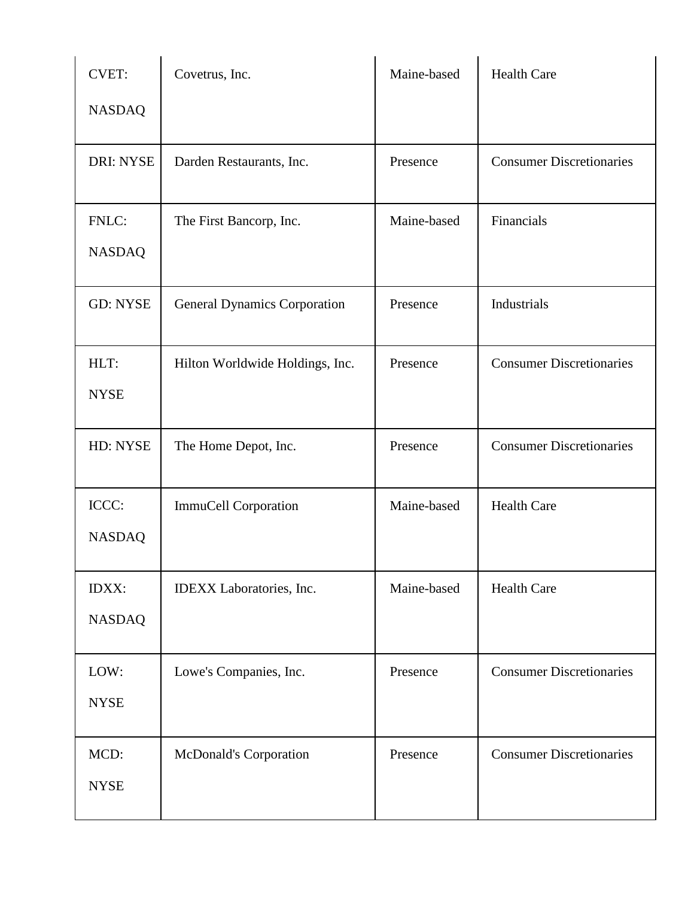| | | | |
|---|---|---|---|
| CVET: NASDAQ | Covetrus, Inc. | Maine-based | Health Care |
| DRI: NYSE | Darden Restaurants, Inc. | Presence | Consumer Discretionaries |
| FNLC: NASDAQ | The First Bancorp, Inc. | Maine-based | Financials |
| GD: NYSE | General Dynamics Corporation | Presence | Industrials |
| HLT: NYSE | Hilton Worldwide Holdings, Inc. | Presence | Consumer Discretionaries |
| HD: NYSE | The Home Depot, Inc. | Presence | Consumer Discretionaries |
| ICCC: NASDAQ | ImmuCell Corporation | Maine-based | Health Care |
| IDXX: NASDAQ | IDEXX Laboratories, Inc. | Maine-based | Health Care |
| LOW: NYSE | Lowe's Companies, Inc. | Presence | Consumer Discretionaries |
| MCD: NYSE | McDonald's Corporation | Presence | Consumer Discretionaries |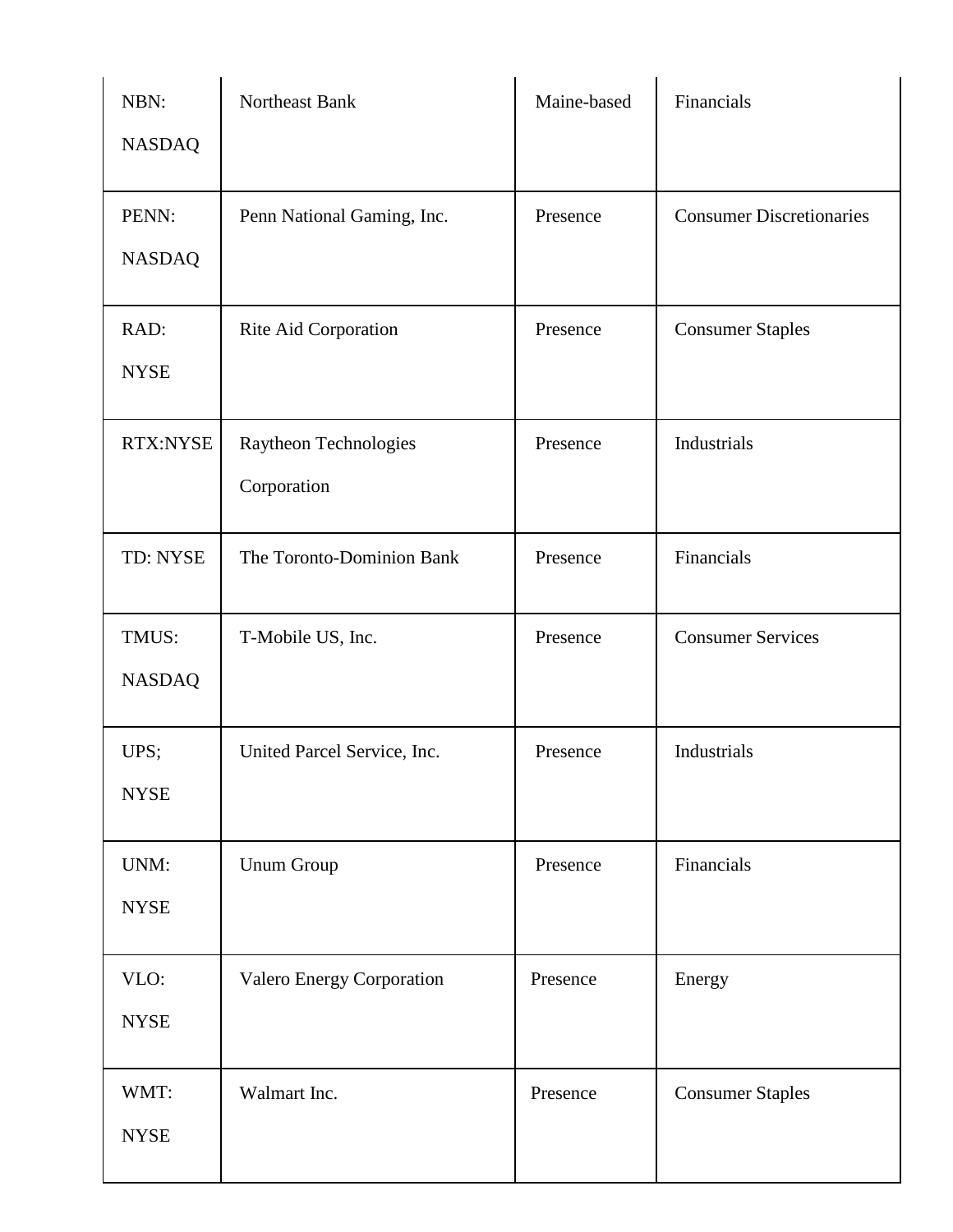| NBN: NASDAQ | Northeast Bank | Maine-based | Financials |
|---|---|---|---|
| PENN: NASDAQ | Penn National Gaming, Inc. | Presence | Consumer Discretionaries |
| RAD: NYSE | Rite Aid Corporation | Presence | Consumer Staples |
| RTX:NYSE | Raytheon Technologies Corporation | Presence | Industrials |
| TD: NYSE | The Toronto-Dominion Bank | Presence | Financials |
| TMUS: NASDAQ | T-Mobile US, Inc. | Presence | Consumer Services |
| UPS; NYSE | United Parcel Service, Inc. | Presence | Industrials |
| UNM: NYSE | Unum Group | Presence | Financials |
| VLO: NYSE | Valero Energy Corporation | Presence | Energy |
| WMT: NYSE | Walmart Inc. | Presence | Consumer Staples |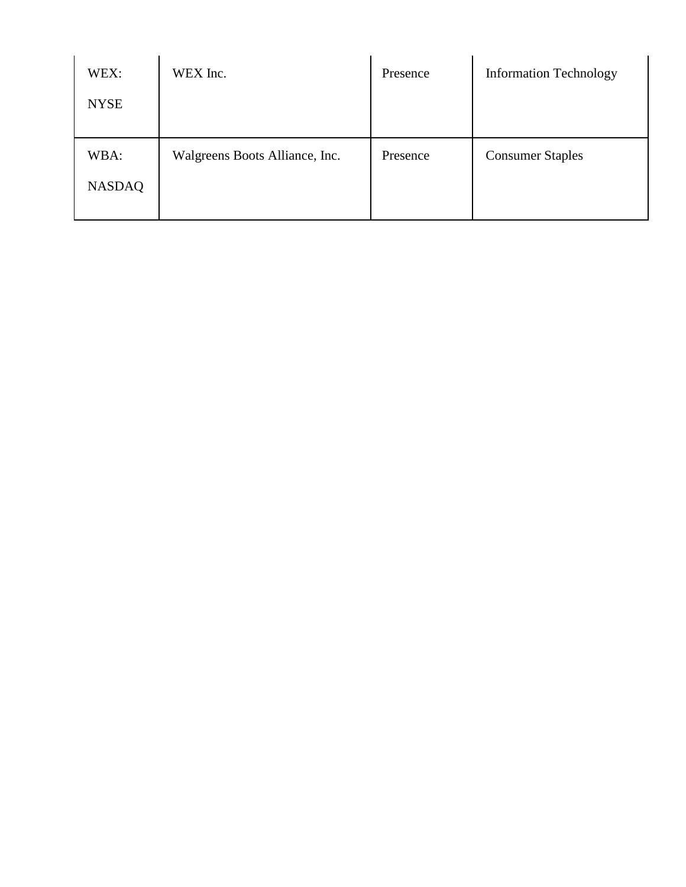| | | | |
|---|---|---|---|
| WEX: NYSE | WEX Inc. | Presence | Information Technology |
| WBA: NASDAQ | Walgreens Boots Alliance, Inc. | Presence | Consumer Staples |